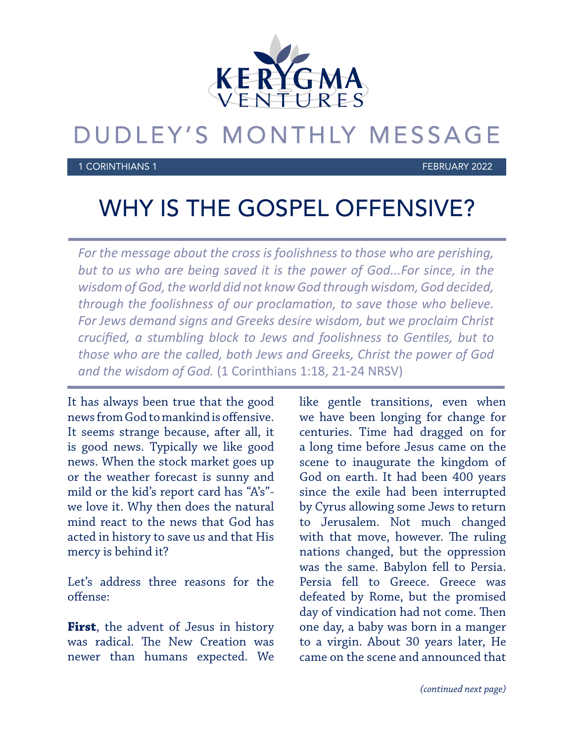KERYGMA VENTURES

# DUDLEY'S MONTHLY MESSAGE

1 CORINTHIANS 1 FEBRUARY 2022

## WHY IS THE GOSPEL OFFENSIVE?

*For the message about the cross is foolishness to those who are perishing, but to us who are being saved it is the power of God...For since, in the wisdom of God, the world did not know God through wisdom, God decided, through the foolishness of our proclamation, to save those who believe. For Jews demand signs and Greeks desire wisdom, but we proclaim Christ crucified, a stumbling block to Jews and foolishness to Gentiles, but to those who are the called, both Jews and Greeks, Christ the power of God and the wisdom of God.* (1 Corinthians 1:18, 21-24 NRSV)

It has always been true that the good news from God to mankind is offensive. It seems strange because, after all, it is good news. Typically we like good news. When the stock market goes up or the weather forecast is sunny and mild or the kid's report card has "A's"- we love it. Why then does the natural mind react to the news that God has acted in history to save us and that His mercy is behind it?

Let's address three reasons for the offense:

**First**, the advent of Jesus in history was radical. The New Creation was newer than humans expected. We like gentle transitions, even when we have been longing for change for centuries. Time had dragged on for a long time before Jesus came on the scene to inaugurate the kingdom of God on earth. It had been 400 years since the exile had been interrupted by Cyrus allowing some Jews to return to Jerusalem. Not much changed with that move, however. The ruling nations changed, but the oppression was the same. Babylon fell to Persia. Persia fell to Greece. Greece was defeated by Rome, but the promised day of vindication had not come. Then one day, a baby was born in a manger to a virgin. About 30 years later, He came on the scene and announced that

*(continued next page)*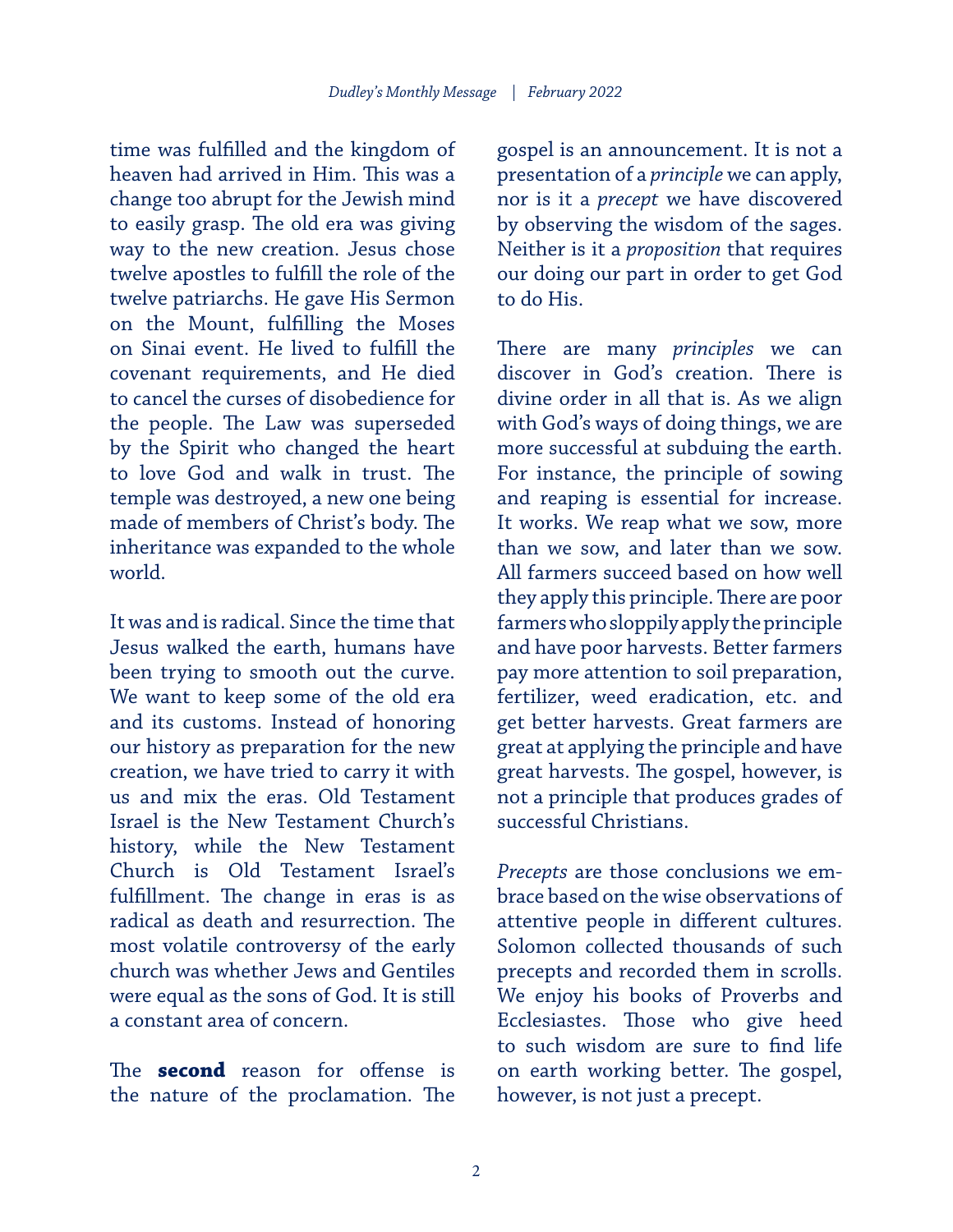time was fulfilled and the kingdom of heaven had arrived in Him. This was a change too abrupt for the Jewish mind to easily grasp. The old era was giving way to the new creation. Jesus chose twelve apostles to fulfill the role of the twelve patriarchs. He gave His Sermon on the Mount, fulfilling the Moses on Sinai event. He lived to fulfill the covenant requirements, and He died to cancel the curses of disobedience for the people. The Law was superseded by the Spirit who changed the heart to love God and walk in trust. The temple was destroyed, a new one being made of members of Christ's body. The inheritance was expanded to the whole world.

It was and is radical. Since the time that Jesus walked the earth, humans have been trying to smooth out the curve. We want to keep some of the old era and its customs. Instead of honoring our history as preparation for the new creation, we have tried to carry it with us and mix the eras. Old Testament Israel is the New Testament Church's history, while the New Testament Church is Old Testament Israel's fulfillment. The change in eras is as radical as death and resurrection. The most volatile controversy of the early church was whether Jews and Gentiles were equal as the sons of God. It is still a constant area of concern.

The **second** reason for offense is the nature of the proclamation. The gospel is an announcement. It is not a presentation of a *principle* we can apply, nor is it a *precept* we have discovered by observing the wisdom of the sages. Neither is it a *proposition* that requires our doing our part in order to get God to do His.

There are many *principles* we can discover in God's creation. There is divine order in all that is. As we align with God's ways of doing things, we are more successful at subduing the earth. For instance, the principle of sowing and reaping is essential for increase. It works. We reap what we sow, more than we sow, and later than we sow. All farmers succeed based on how well they apply this principle. There are poor farmers who sloppily apply the principle and have poor harvests. Better farmers pay more attention to soil preparation, fertilizer, weed eradication, etc. and get better harvests. Great farmers are great at applying the principle and have great harvests. The gospel, however, is not a principle that produces grades of successful Christians.

*Precepts* are those conclusions we embrace based on the wise observations of attentive people in different cultures. Solomon collected thousands of such precepts and recorded them in scrolls. We enjoy his books of Proverbs and Ecclesiastes. Those who give heed to such wisdom are sure to find life on earth working better. The gospel, however, is not just a precept.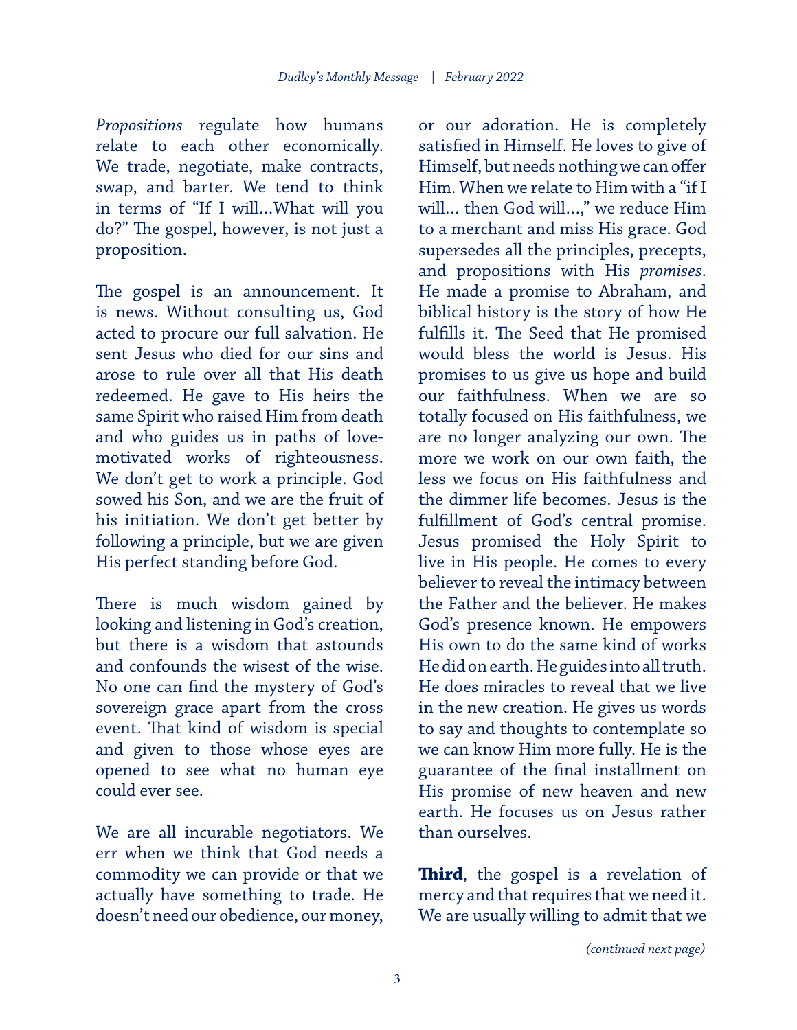*Propositions* regulate how humans relate to each other economically. We trade, negotiate, make contracts, swap, and barter. We tend to think in terms of "If I will...What will you do?" The gospel, however, is not just a proposition.

The gospel is an announcement. It is news. Without consulting us, God acted to procure our full salvation. He sent Jesus who died for our sins and arose to rule over all that His death redeemed. He gave to His heirs the same Spirit who raised Him from death and who guides us in paths of love-motivated works of righteousness. We don't get to work a principle. God sowed his Son, and we are the fruit of his initiation. We don't get better by following a principle, but we are given His perfect standing before God.

There is much wisdom gained by looking and listening in God's creation, but there is a wisdom that astounds and confounds the wisest of the wise. No one can find the mystery of God's sovereign grace apart from the cross event. That kind of wisdom is special and given to those whose eyes are opened to see what no human eye could ever see.

We are all incurable negotiators. We err when we think that God needs a commodity we can provide or that we actually have something to trade. He doesn't need our obedience, our money, or our adoration. He is completely satisfied in Himself. He loves to give of Himself, but needs nothing we can offer Him. When we relate to Him with a "if I will... then God will...," we reduce Him to a merchant and miss His grace. God supersedes all the principles, precepts, and propositions with His *promises*. He made a promise to Abraham, and biblical history is the story of how He fulfills it. The Seed that He promised would bless the world is Jesus. His promises to us give us hope and build our faithfulness. When we are so totally focused on His faithfulness, we are no longer analyzing our own. The more we work on our own faith, the less we focus on His faithfulness and the dimmer life becomes. Jesus is the fulfillment of God's central promise. Jesus promised the Holy Spirit to live in His people. He comes to every believer to reveal the intimacy between the Father and the believer. He makes God's presence known. He empowers His own to do the same kind of works He did on earth. He guides into all truth. He does miracles to reveal that we live in the new creation. He gives us words to say and thoughts to contemplate so we can know Him more fully. He is the guarantee of the final installment on His promise of new heaven and new earth. He focuses us on Jesus rather than ourselves.

**Third**, the gospel is a revelation of mercy and that requires that we need it. We are usually willing to admit that we

*(continued next page)*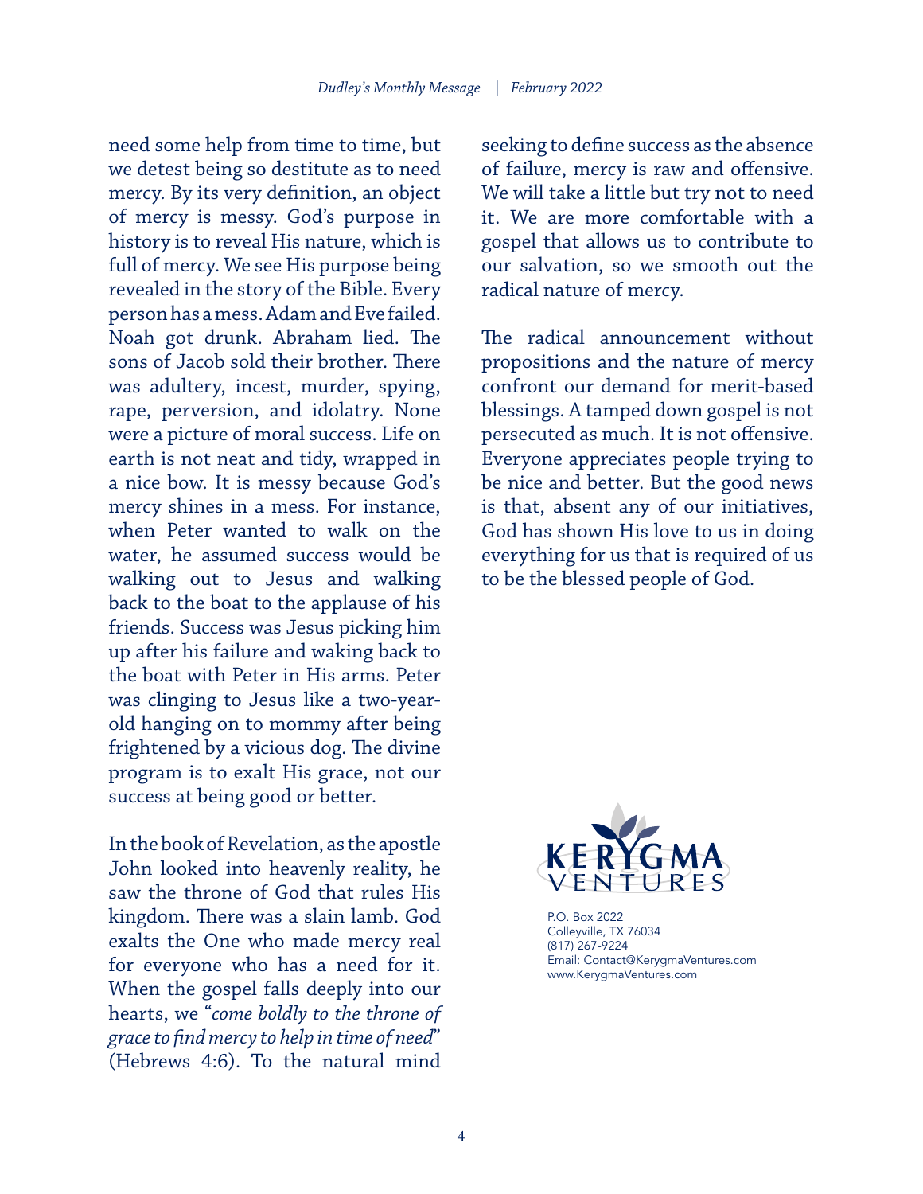need some help from time to time, but we detest being so destitute as to need mercy. By its very definition, an object of mercy is messy. God's purpose in history is to reveal His nature, which is full of mercy. We see His purpose being revealed in the story of the Bible. Every person has a mess. Adam and Eve failed. Noah got drunk. Abraham lied. The sons of Jacob sold their brother. There was adultery, incest, murder, spying, rape, perversion, and idolatry. None were a picture of moral success. Life on earth is not neat and tidy, wrapped in a nice bow. It is messy because God's mercy shines in a mess. For instance, when Peter wanted to walk on the water, he assumed success would be walking out to Jesus and walking back to the boat to the applause of his friends. Success was Jesus picking him up after his failure and waking back to the boat with Peter in His arms. Peter was clinging to Jesus like a two-year-old hanging on to mommy after being frightened by a vicious dog. The divine program is to exalt His grace, not our success at being good or better.

In the book of Revelation, as the apostle John looked into heavenly reality, he saw the throne of God that rules His kingdom. There was a slain lamb. God exalts the One who made mercy real for everyone who has a need for it. When the gospel falls deeply into our hearts, we "*come boldly to the throne of grace to find mercy to help in time of need*" (Hebrews 4:6). To the natural mind seeking to define success as the absence of failure, mercy is raw and offensive. We will take a little but try not to need it. We are more comfortable with a gospel that allows us to contribute to our salvation, so we smooth out the radical nature of mercy.

The radical announcement without propositions and the nature of mercy confront our demand for merit-based blessings. A tamped down gospel is not persecuted as much. It is not offensive. Everyone appreciates people trying to be nice and better. But the good news is that, absent any of our initiatives, God has shown His love to us in doing everything for us that is required of us to be the blessed people of God.

KERYGMA VENTURES

P.O. Box 2022
Colleyville, TX 76034
(817) 267-9224
Email: Contact@KerygmaVentures.com
www.KerygmaVentures.com